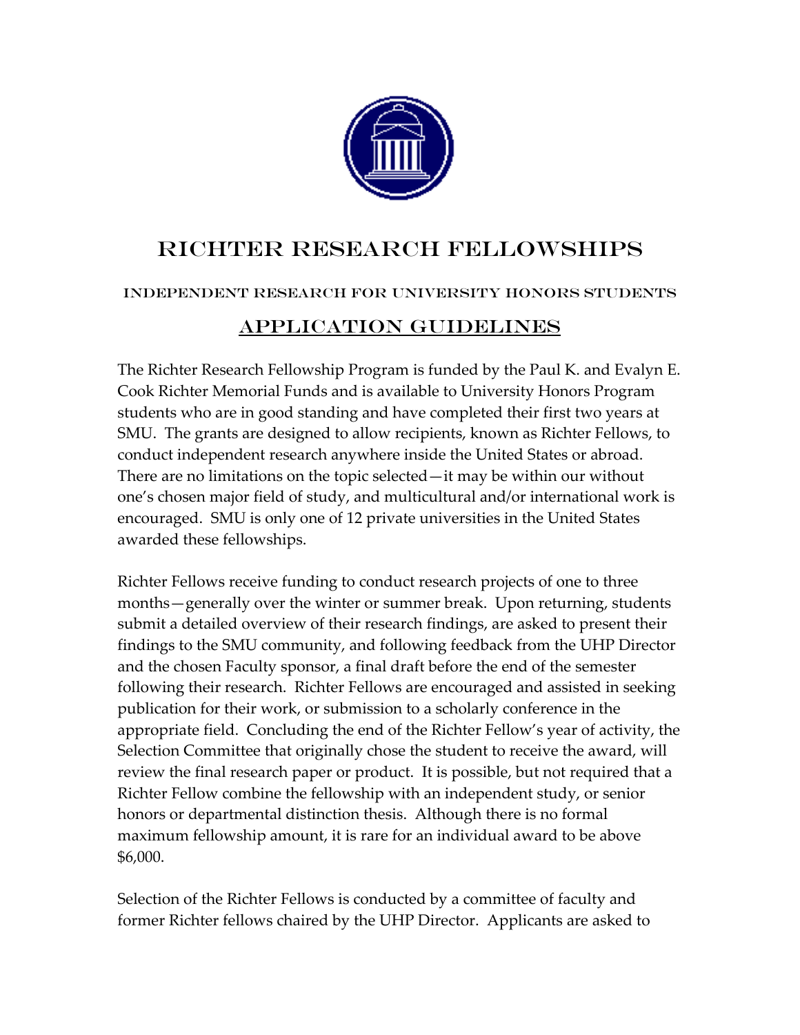# RICHTER RESEARCH FELLOWSHIPS

### INDEPENDENT RESEARCH FOR UNIVERSITY HONORS STUDENTS

## APPLICATION GUIDELINES

The Richter Research Fellowship Program is funded by the Paul K. and Evalyn E. Cook Richter Memorial Funds and is available to University Honors Program students who are in good standing and have completed their first two years at SMU. The grants are designed to allow recipients, known as Richter Fellows, to conduct independent research anywhere inside the United States or abroad. There are no limitations on the topic selected—it may be within our without one's chosen major field of study, and multicultural and/or international work is encouraged. SMU is only one of 12 private universities in the United States awarded these fellowships.

Richter Fellows receive funding to conduct research projects of one to three months—generally over the winter or summer break. Upon returning, students submit a detailed overview of their research findings, are asked to present their findings to the SMU community, and following feedback from the UHP Director and the chosen Faculty sponsor, a final draft before the end of the semester following their research. Richter Fellows are encouraged and assisted in seeking publication for their work, or submission to a scholarly conference in the appropriate field. Concluding the end of the Richter Fellow's year of activity, the Selection Committee that originally chose the student to receive the award, will review the final research paper or product. It is possible, but not required that a Richter Fellow combine the fellowship with an independent study, or senior honors or departmental distinction thesis. Although there is no formal maximum fellowship amount, it is rare for an individual award to be above $6,000.

Selection of the Richter Fellows is conducted by a committee of faculty and former Richter fellows chaired by the UHP Director. Applicants are asked to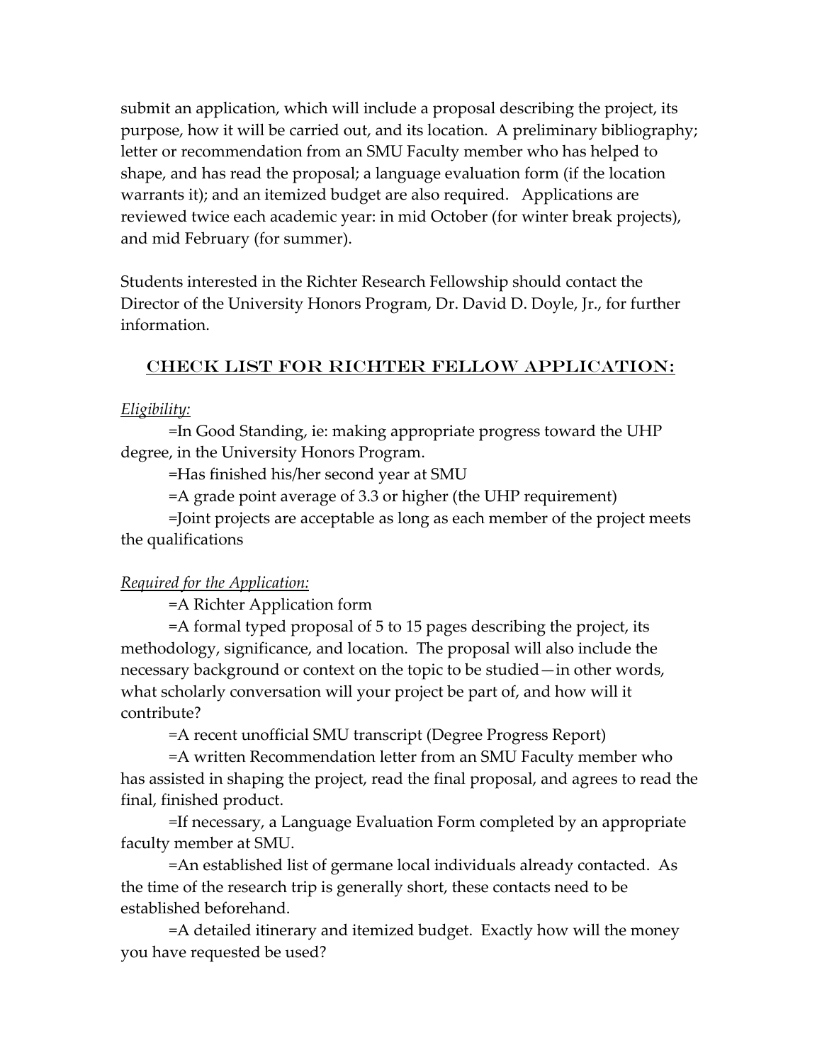submit an application, which will include a proposal describing the project, its purpose, how it will be carried out, and its location. A preliminary bibliography; letter or recommendation from an SMU Faculty member who has helped to shape, and has read the proposal; a language evaluation form (if the location warrants it); and an itemized budget are also required. Applications are reviewed twice each academic year: in mid October (for winter break projects), and mid February (for summer).

Students interested in the Richter Research Fellowship should contact the Director of the University Honors Program, Dr. David D. Doyle, Jr., for further information.

## CHECK LIST FOR RICHTER FELLOW APPLICATION:

*Eligibility:*

=In Good Standing, ie: making appropriate progress toward the UHP degree, in the University Honors Program.

=Has finished his/her second year at SMU

=A grade point average of 3.3 or higher (the UHP requirement)

=Joint projects are acceptable as long as each member of the project meets the qualifications

*Required for the Application:*

=A Richter Application form

=A formal typed proposal of 5 to 15 pages describing the project, its methodology, significance, and location. The proposal will also include the necessary background or context on the topic to be studied—in other words, what scholarly conversation will your project be part of, and how will it contribute?

=A recent unofficial SMU transcript (Degree Progress Report)

=A written Recommendation letter from an SMU Faculty member who has assisted in shaping the project, read the final proposal, and agrees to read the final, finished product.

=If necessary, a Language Evaluation Form completed by an appropriate faculty member at SMU.

=An established list of germane local individuals already contacted. As the time of the research trip is generally short, these contacts need to be established beforehand.

=A detailed itinerary and itemized budget. Exactly how will the money you have requested be used?